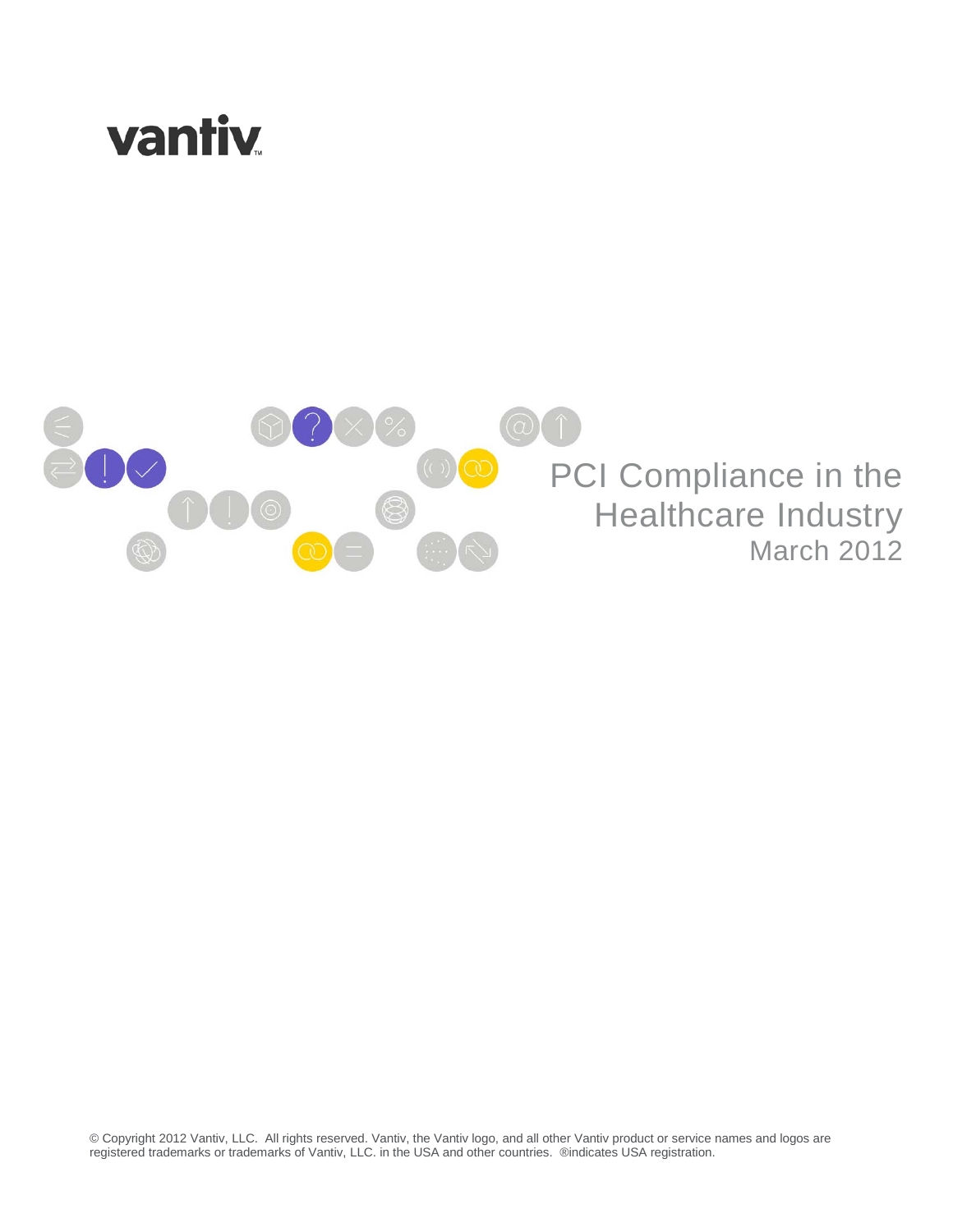vantiv

# PCI Compliance in the Healthcare Industry

March 2012

© Copyright 2012 Vantiv, LLC. All rights reserved. Vantiv, the Vantiv logo, and all other Vantiv product or service names and logos are registered trademarks or trademarks of Vantiv, LLC. in the USA and other countries. ®indicates USA registration.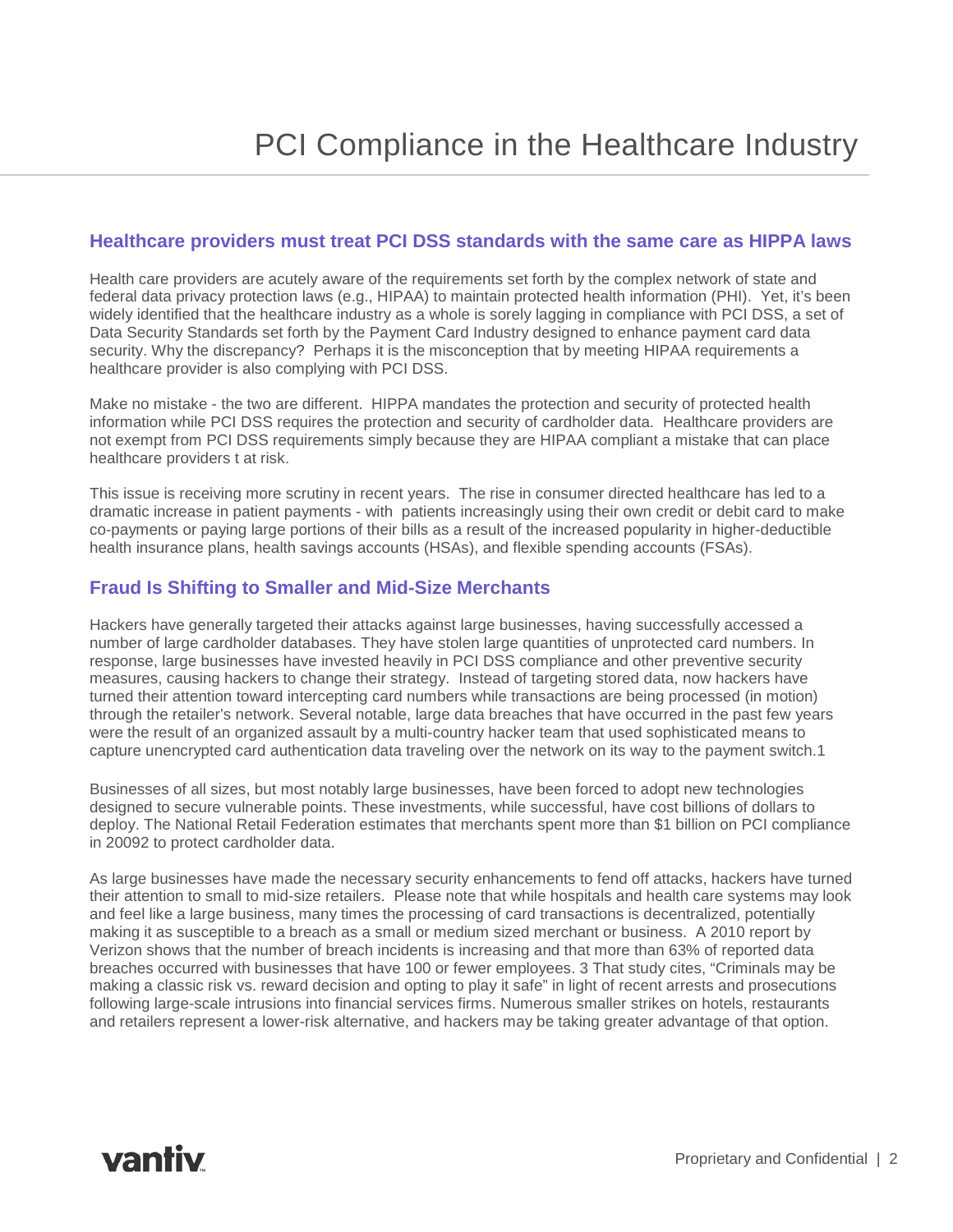# PCI Compliance in the Healthcare Industry

## Healthcare providers must treat PCI DSS standards with the same care as HIPPA laws

Health care providers are acutely aware of the requirements set forth by the complex network of state and federal data privacy protection laws (e.g., HIPAA) to maintain protected health information (PHI). Yet, it's been widely identified that the healthcare industry as a whole is sorely lagging in compliance with PCI DSS, a set of Data Security Standards set forth by the Payment Card Industry designed to enhance payment card data security. Why the discrepancy? Perhaps it is the misconception that by meeting HIPAA requirements a healthcare provider is also complying with PCI DSS.

Make no mistake - the two are different. HIPPA mandates the protection and security of protected health information while PCI DSS requires the protection and security of cardholder data. Healthcare providers are not exempt from PCI DSS requirements simply because they are HIPAA compliant a mistake that can place healthcare providers t at risk.

This issue is receiving more scrutiny in recent years. The rise in consumer directed healthcare has led to a dramatic increase in patient payments - with patients increasingly using their own credit or debit card to make co-payments or paying large portions of their bills as a result of the increased popularity in higher-deductible health insurance plans, health savings accounts (HSAs), and flexible spending accounts (FSAs).

## Fraud Is Shifting to Smaller and Mid-Size Merchants

Hackers have generally targeted their attacks against large businesses, having successfully accessed a number of large cardholder databases. They have stolen large quantities of unprotected card numbers. In response, large businesses have invested heavily in PCI DSS compliance and other preventive security measures, causing hackers to change their strategy. Instead of targeting stored data, now hackers have turned their attention toward intercepting card numbers while transactions are being processed (in motion) through the retailer's network. Several notable, large data breaches that have occurred in the past few years were the result of an organized assault by a multi-country hacker team that used sophisticated means to capture unencrypted card authentication data traveling over the network on its way to the payment switch.[1]

Businesses of all sizes, but most notably large businesses, have been forced to adopt new technologies designed to secure vulnerable points. These investments, while successful, have cost billions of dollars to deploy. The National Retail Federation estimates that merchants spent more than $1 billion on PCI compliance in 2009[2] to protect cardholder data.

As large businesses have made the necessary security enhancements to fend off attacks, hackers have turned their attention to small to mid-size retailers. Please note that while hospitals and health care systems may look and feel like a large business, many times the processing of card transactions is decentralized, potentially making it as susceptible to a breach as a small or medium sized merchant or business. A 2010 report by Verizon shows that the number of breach incidents is increasing and that more than 63% of reported data breaches occurred with businesses that have 100 or fewer employees.[3] That study cites, "Criminals may be making a classic risk vs. reward decision and opting to play it safe" in light of recent arrests and prosecutions following large-scale intrusions into financial services firms. Numerous smaller strikes on hotels, restaurants and retailers represent a lower-risk alternative, and hackers may be taking greater advantage of that option.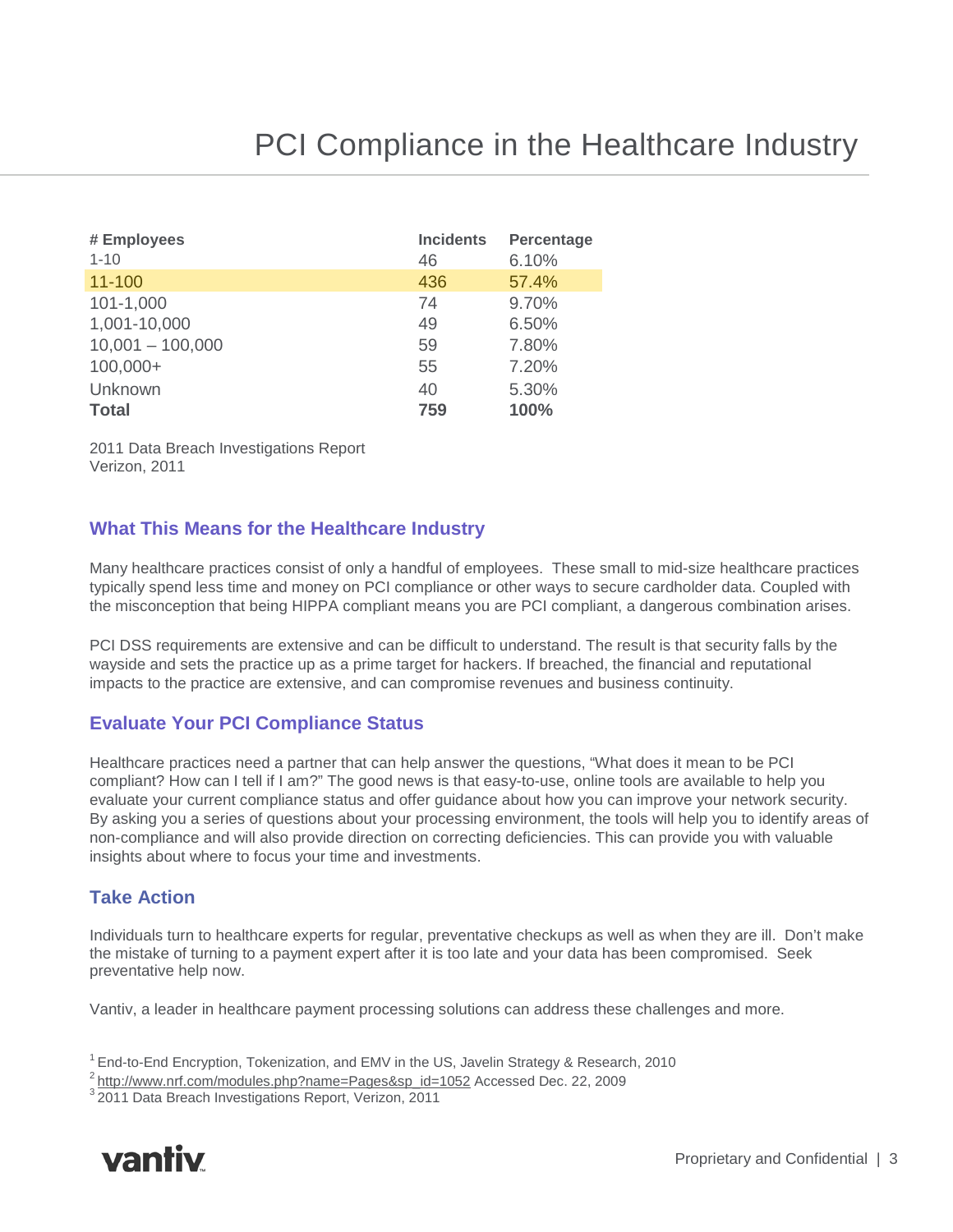| # Employees | Incidents | Percentage |
| --- | --- | --- |
| 1-10 | 46 | 6.10% |
| 11-100 | 436 | 57.4% |
| 101-1,000 | 74 | 9.70% |
| 1,001-10,000 | 49 | 6.50% |
| 10,001 – 100,000 | 59 | 7.80% |
| 100,000+ | 55 | 7.20% |
| Unknown | 40 | 5.30% |
| **Total** | **759** | **100%** |

2011 Data Breach Investigations Report
Verizon, 2011

## What This Means for the Healthcare Industry

Many healthcare practices consist of only a handful of employees. These small to mid-size healthcare practices typically spend less time and money on PCI compliance or other ways to secure cardholder data. Coupled with the misconception that being HIPPA compliant means you are PCI compliant, a dangerous combination arises.

PCI DSS requirements are extensive and can be difficult to understand. The result is that security falls by the wayside and sets the practice up as a prime target for hackers. If breached, the financial and reputational impacts to the practice are extensive, and can compromise revenues and business continuity.

## Evaluate Your PCI Compliance Status

Healthcare practices need a partner that can help answer the questions, "What does it mean to be PCI compliant? How can I tell if I am?" The good news is that easy-to-use, online tools are available to help you evaluate your current compliance status and offer guidance about how you can improve your network security. By asking you a series of questions about your processing environment, the tools will help you to identify areas of non-compliance and will also provide direction on correcting deficiencies. This can provide you with valuable insights about where to focus your time and investments.

## Take Action

Individuals turn to healthcare experts for regular, preventative checkups as well as when they are ill. Don't make the mistake of turning to a payment expert after it is too late and your data has been compromised. Seek preventative help now.

Vantiv, a leader in healthcare payment processing solutions can address these challenges and more.

[1] End-to-End Encryption, Tokenization, and EMV in the US, Javelin Strategy & Research, 2010
[2] http://www.nrf.com/modules.php?name=Pages&sp_id=1052 Accessed Dec. 22, 2009
[3] 2011 Data Breach Investigations Report, Verizon, 2011

vantiv

Proprietary and Confidential